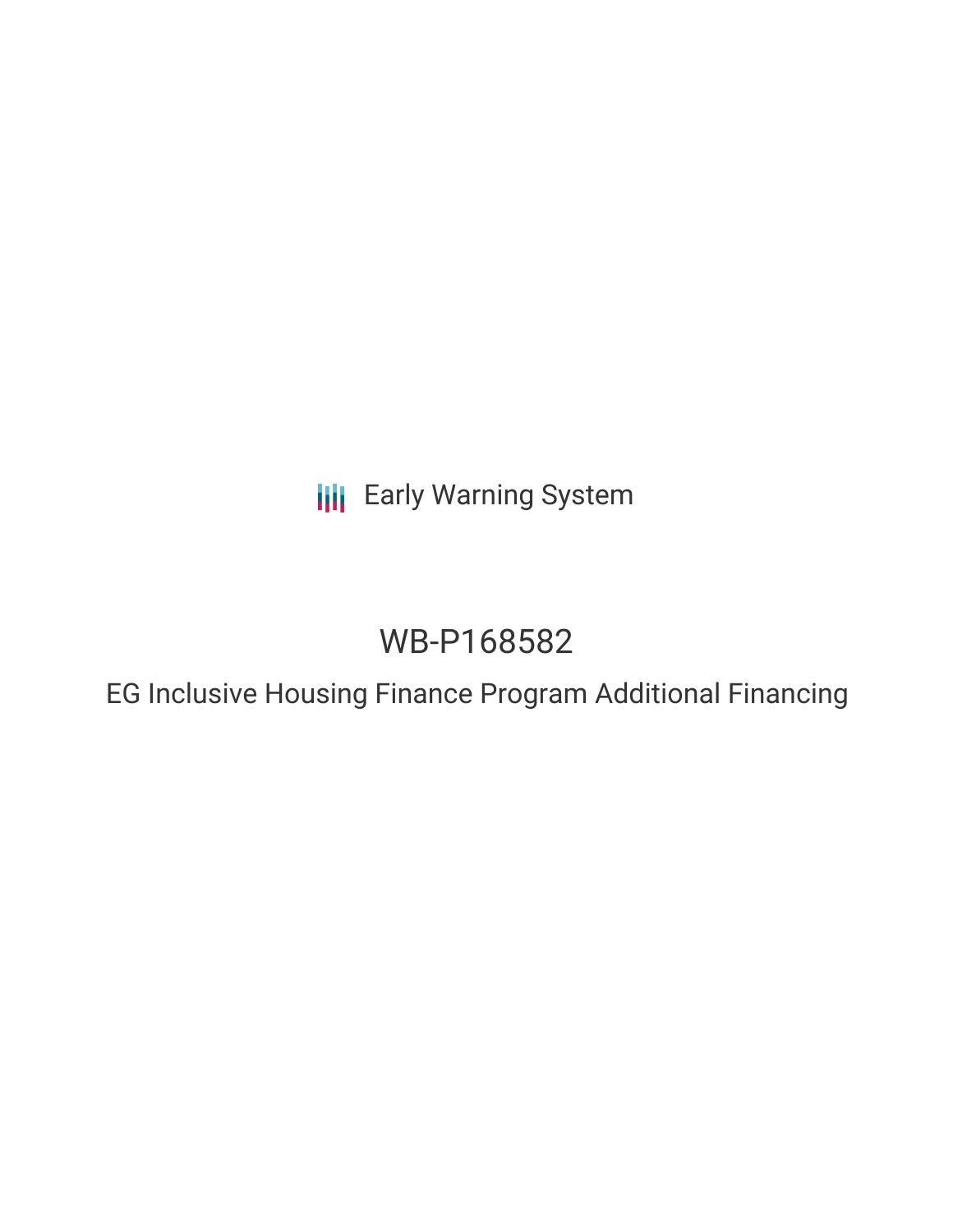Early Warning System

# WB-P168582

## EG Inclusive Housing Finance Program Additional Financing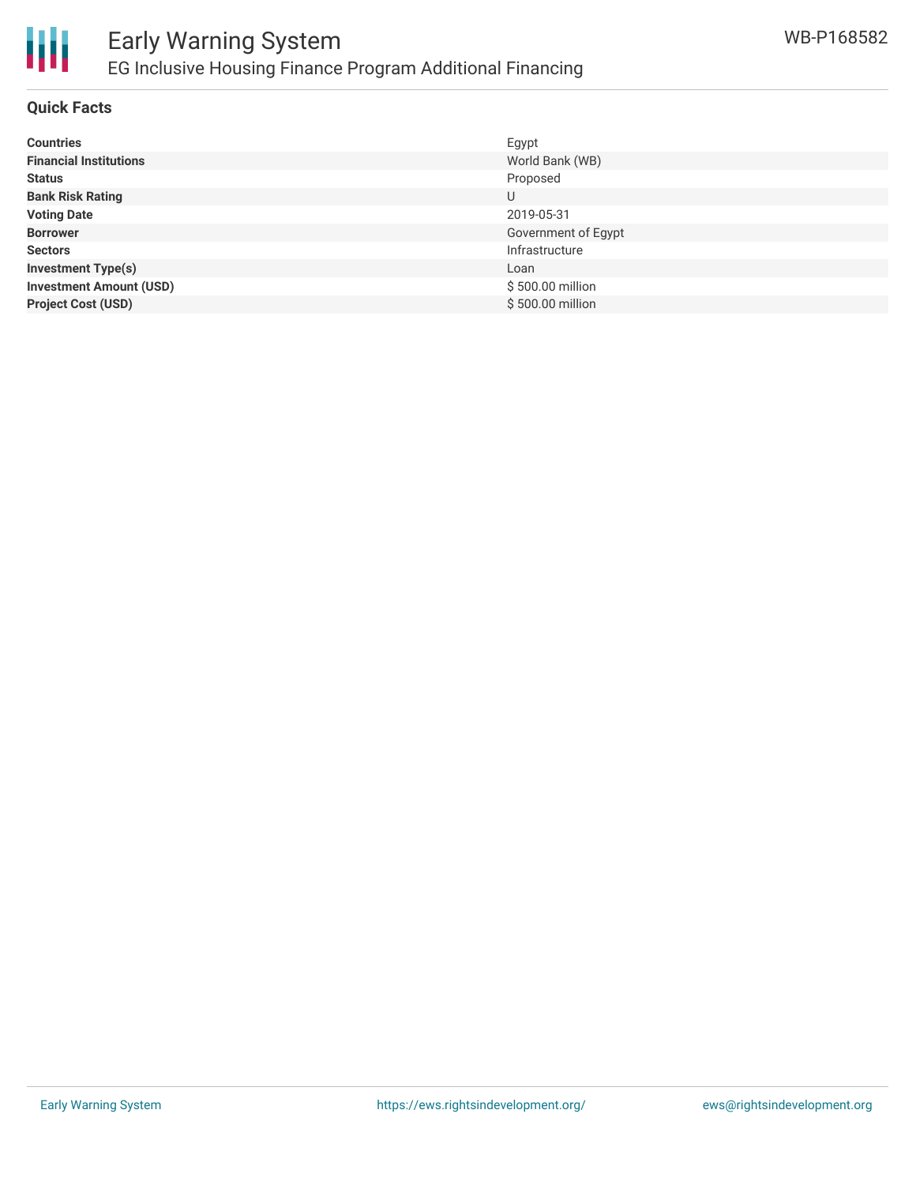# Early Warning System

## EG Inclusive Housing Finance Program Additional Financing

WB-P168582

### Quick Facts

| | |
|---|---|
| **Countries** | Egypt |
| **Financial Institutions** | World Bank (WB) |
| **Status** | Proposed |
| **Bank Risk Rating** | U |
| **Voting Date** | 2019-05-31 |
| **Borrower** | Government of Egypt |
| **Sectors** | Infrastructure |
| **Investment Type(s)** | Loan |
| **Investment Amount (USD)** | $ 500.00 million |
| **Project Cost (USD)** | $ 500.00 million |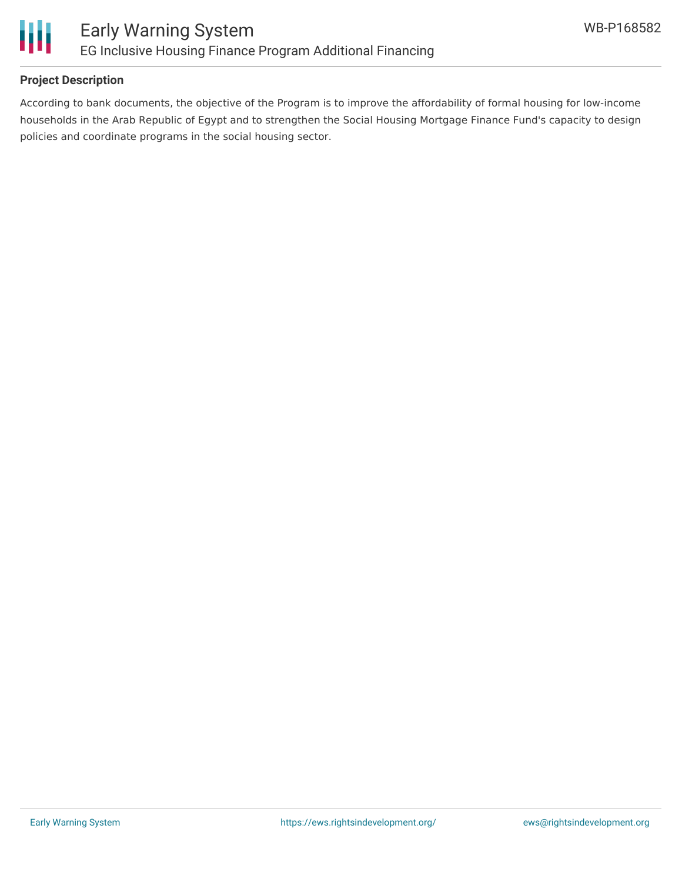## Project Description

According to bank documents, the objective of the Program is to improve the affordability of formal housing for low-income households in the Arab Republic of Egypt and to strengthen the Social Housing Mortgage Finance Fund's capacity to design policies and coordinate programs in the social housing sector.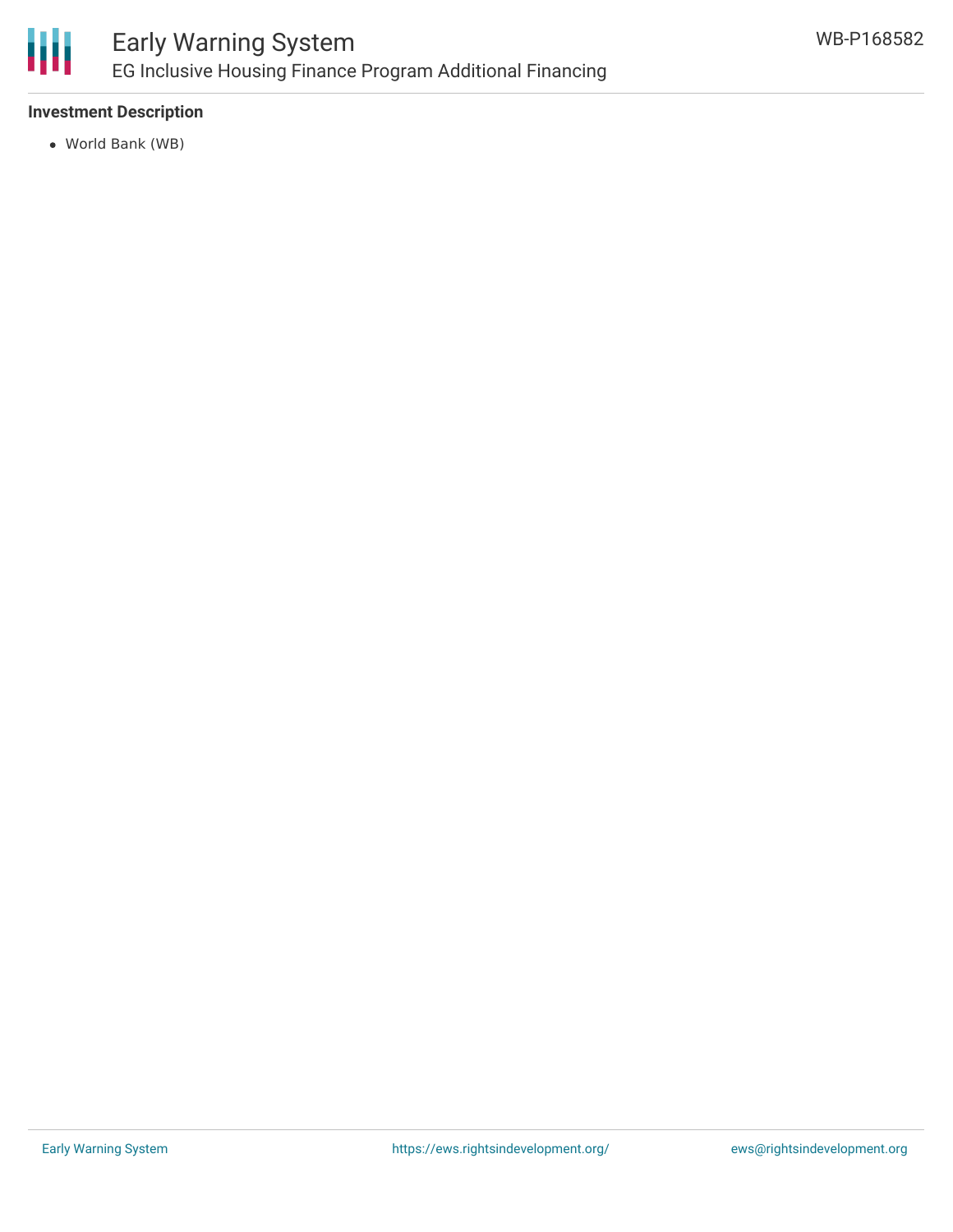### Investment Description

- World Bank (WB)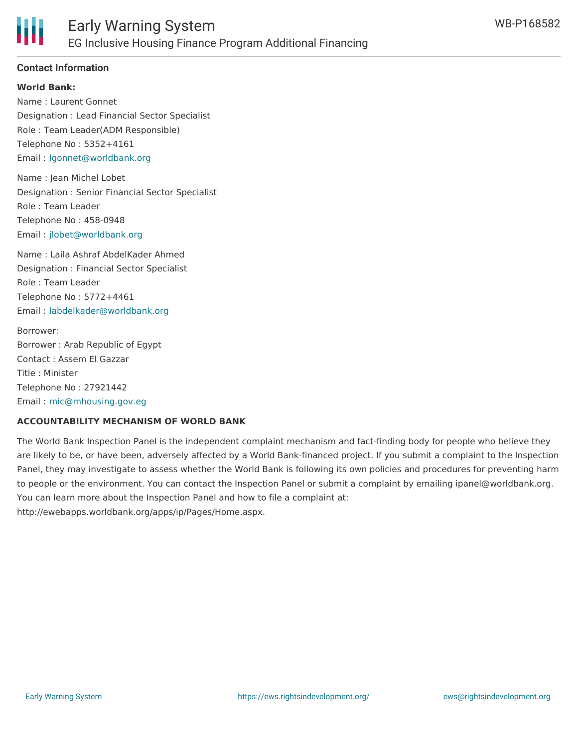## Contact Information

**World Bank:**

Name : Laurent Gonnet
Designation : Lead Financial Sector Specialist
Role : Team Leader(ADM Responsible)
Telephone No : 5352+4161
Email : lgonnet@worldbank.org

Name : Jean Michel Lobet
Designation : Senior Financial Sector Specialist
Role : Team Leader
Telephone No : 458-0948
Email : jlobet@worldbank.org

Name : Laila Ashraf AbdelKader Ahmed
Designation : Financial Sector Specialist
Role : Team Leader
Telephone No : 5772+4461
Email : labdelkader@worldbank.org

Borrower:
Borrower : Arab Republic of Egypt
Contact : Assem El Gazzar
Title : Minister
Telephone No : 27921442
Email : mic@mhousing.gov.eg

**ACCOUNTABILITY MECHANISM OF WORLD BANK**

The World Bank Inspection Panel is the independent complaint mechanism and fact-finding body for people who believe they are likely to be, or have been, adversely affected by a World Bank-financed project. If you submit a complaint to the Inspection Panel, they may investigate to assess whether the World Bank is following its own policies and procedures for preventing harm to people or the environment. You can contact the Inspection Panel or submit a complaint by emailing ipanel@worldbank.org. You can learn more about the Inspection Panel and how to file a complaint at: http://ewebapps.worldbank.org/apps/ip/Pages/Home.aspx.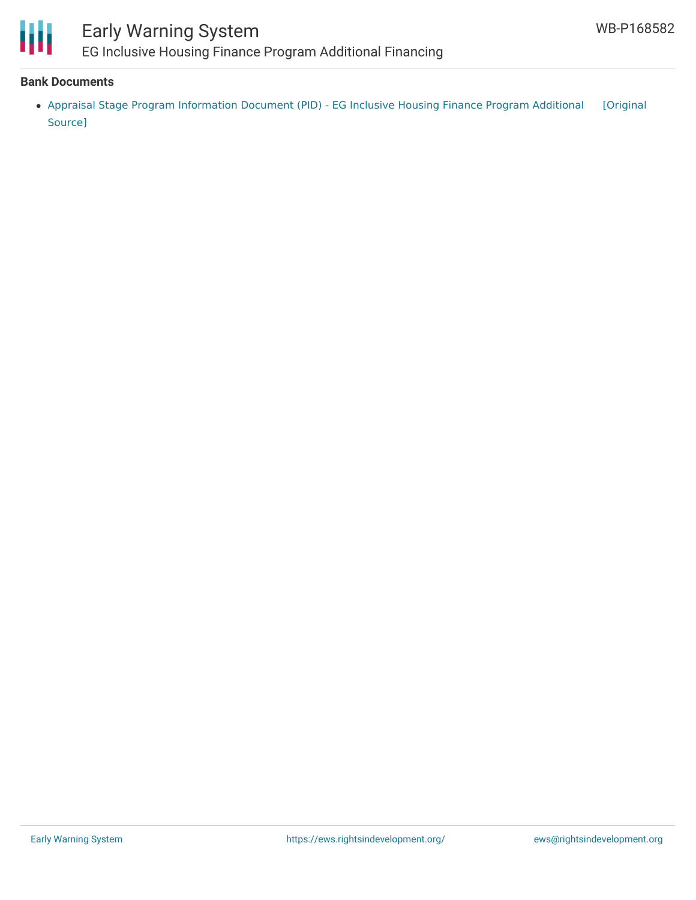**Bank Documents**

- Appraisal Stage Program Information Document (PID) - EG Inclusive Housing Finance Program Additional [Original Source]